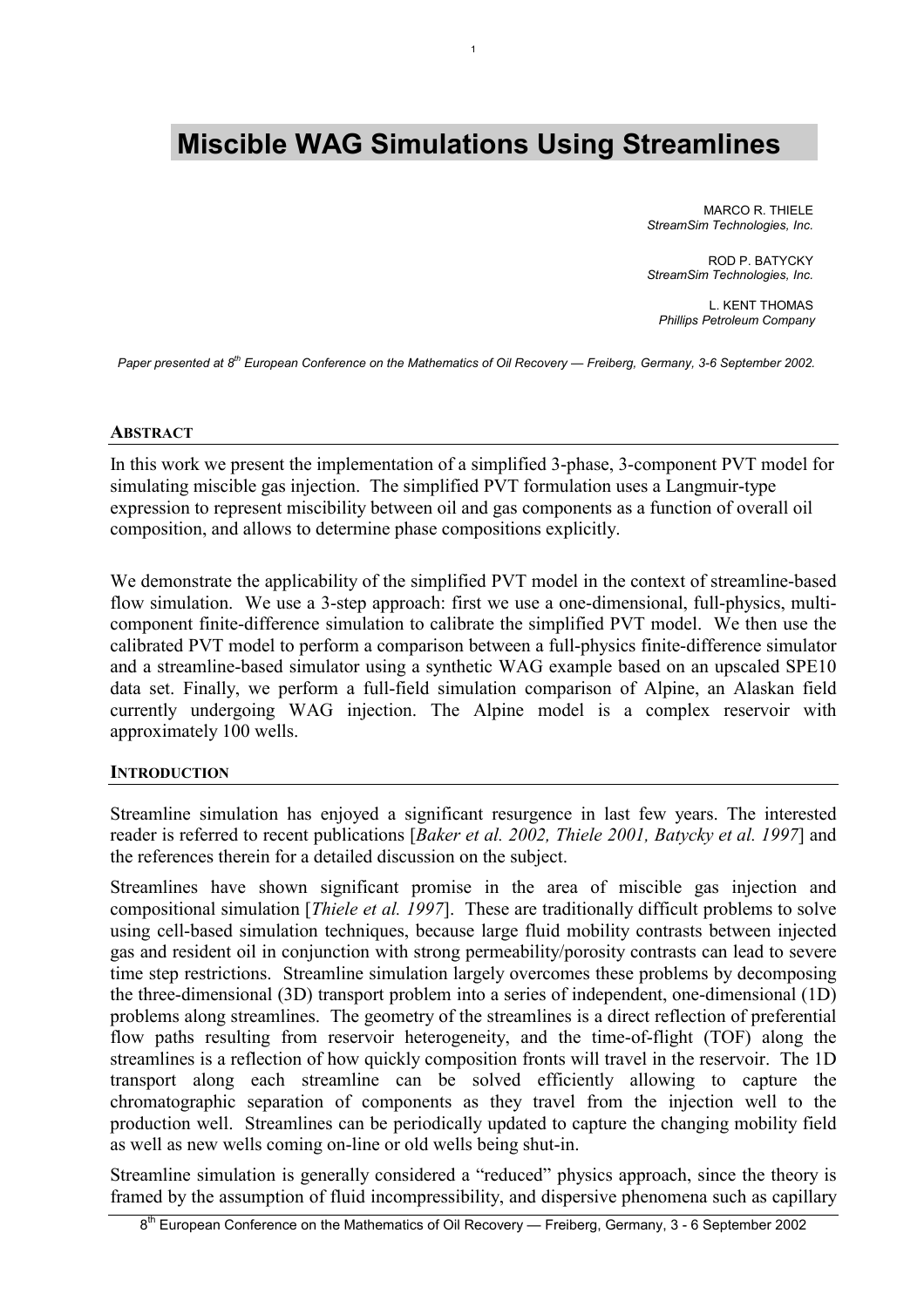# Miscible WAG Simulations Using Streamlines

MARCO R. THIELE
*StreamSim Technologies, Inc.*

ROD P. BATYCKY
*StreamSim Technologies, Inc.*

L. KENT THOMAS
*Phillips Petroleum Company*

*Paper presented at 8th European Conference on the Mathematics of Oil Recovery — Freiberg, Germany, 3-6 September 2002.*

## ABSTRACT

In this work we present the implementation of a simplified 3-phase, 3-component PVT model for simulating miscible gas injection. The simplified PVT formulation uses a Langmuir-type expression to represent miscibility between oil and gas components as a function of overall oil composition, and allows to determine phase compositions explicitly.

We demonstrate the applicability of the simplified PVT model in the context of streamline-based flow simulation. We use a 3-step approach: first we use a one-dimensional, full-physics, multi-component finite-difference simulation to calibrate the simplified PVT model. We then use the calibrated PVT model to perform a comparison between a full-physics finite-difference simulator and a streamline-based simulator using a synthetic WAG example based on an upscaled SPE10 data set. Finally, we perform a full-field simulation comparison of Alpine, an Alaskan field currently undergoing WAG injection. The Alpine model is a complex reservoir with approximately 100 wells.

## INTRODUCTION

Streamline simulation has enjoyed a significant resurgence in last few years. The interested reader is referred to recent publications [*Baker et al. 2002, Thiele 2001, Batycky et al. 1997*] and the references therein for a detailed discussion on the subject.

Streamlines have shown significant promise in the area of miscible gas injection and compositional simulation [*Thiele et al. 1997*]. These are traditionally difficult problems to solve using cell-based simulation techniques, because large fluid mobility contrasts between injected gas and resident oil in conjunction with strong permeability/porosity contrasts can lead to severe time step restrictions. Streamline simulation largely overcomes these problems by decomposing the three-dimensional (3D) transport problem into a series of independent, one-dimensional (1D) problems along streamlines. The geometry of the streamlines is a direct reflection of preferential flow paths resulting from reservoir heterogeneity, and the time-of-flight (TOF) along the streamlines is a reflection of how quickly composition fronts will travel in the reservoir. The 1D transport along each streamline can be solved efficiently allowing to capture the chromatographic separation of components as they travel from the injection well to the production well. Streamlines can be periodically updated to capture the changing mobility field as well as new wells coming on-line or old wells being shut-in.

Streamline simulation is generally considered a "reduced" physics approach, since the theory is framed by the assumption of fluid incompressibility, and dispersive phenomena such as capillary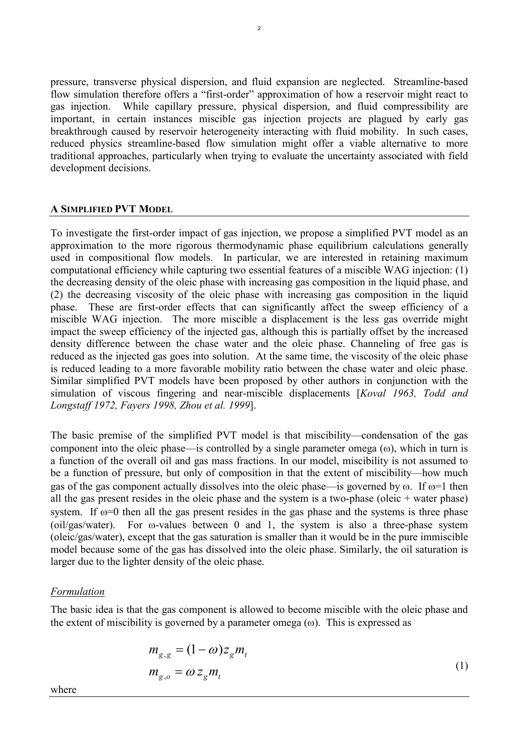pressure, transverse physical dispersion, and fluid expansion are neglected. Streamline-based flow simulation therefore offers a "first-order" approximation of how a reservoir might react to gas injection. While capillary pressure, physical dispersion, and fluid compressibility are important, in certain instances miscible gas injection projects are plagued by early gas breakthrough caused by reservoir heterogeneity interacting with fluid mobility. In such cases, reduced physics streamline-based flow simulation might offer a viable alternative to more traditional approaches, particularly when trying to evaluate the uncertainty associated with field development decisions.

## A Simplified PVT Model

To investigate the first-order impact of gas injection, we propose a simplified PVT model as an approximation to the more rigorous thermodynamic phase equilibrium calculations generally used in compositional flow models. In particular, we are interested in retaining maximum computational efficiency while capturing two essential features of a miscible WAG injection: (1) the decreasing density of the oleic phase with increasing gas composition in the liquid phase, and (2) the decreasing viscosity of the oleic phase with increasing gas composition in the liquid phase. These are first-order effects that can significantly affect the sweep efficiency of a miscible WAG injection. The more miscible a displacement is the less gas override might impact the sweep efficiency of the injected gas, although this is partially offset by the increased density difference between the chase water and the oleic phase. Channeling of free gas is reduced as the injected gas goes into solution. At the same time, the viscosity of the oleic phase is reduced leading to a more favorable mobility ratio between the chase water and oleic phase. Similar simplified PVT models have been proposed by other authors in conjunction with the simulation of viscous fingering and near-miscible displacements [*Koval 1963, Todd and Longstaff 1972, Fayers 1998, Zhou et al. 1999*].

The basic premise of the simplified PVT model is that miscibility—condensation of the gas component into the oleic phase—is controlled by a single parameter omega ($\omega$), which in turn is a function of the overall oil and gas mass fractions. In our model, miscibility is not assumed to be a function of pressure, but only of composition in that the extent of miscibility—how much gas of the gas component actually dissolves into the oleic phase—is governed by $\omega$. If $\omega$=1 then all the gas present resides in the oleic phase and the system is a two-phase (oleic + water phase) system. If $\omega$=0 then all the gas present resides in the gas phase and the systems is three phase (oil/gas/water). For $\omega$-values between 0 and 1, the system is also a three-phase system (oleic/gas/water), except that the gas saturation is smaller than it would be in the pure immiscible model because some of the gas has dissolved into the oleic phase. Similarly, the oil saturation is larger due to the lighter density of the oleic phase.

### *Formulation*

The basic idea is that the gas component is allowed to become miscible with the oleic phase and the extent of miscibility is governed by a parameter omega ($\omega$). This is expressed as

$$
\begin{aligned}
m_{g,g} &= (1-\omega) z_g m_t \\
m_{g,o} &= \omega \, z_g m_t
\end{aligned}
\tag{1}
$$

where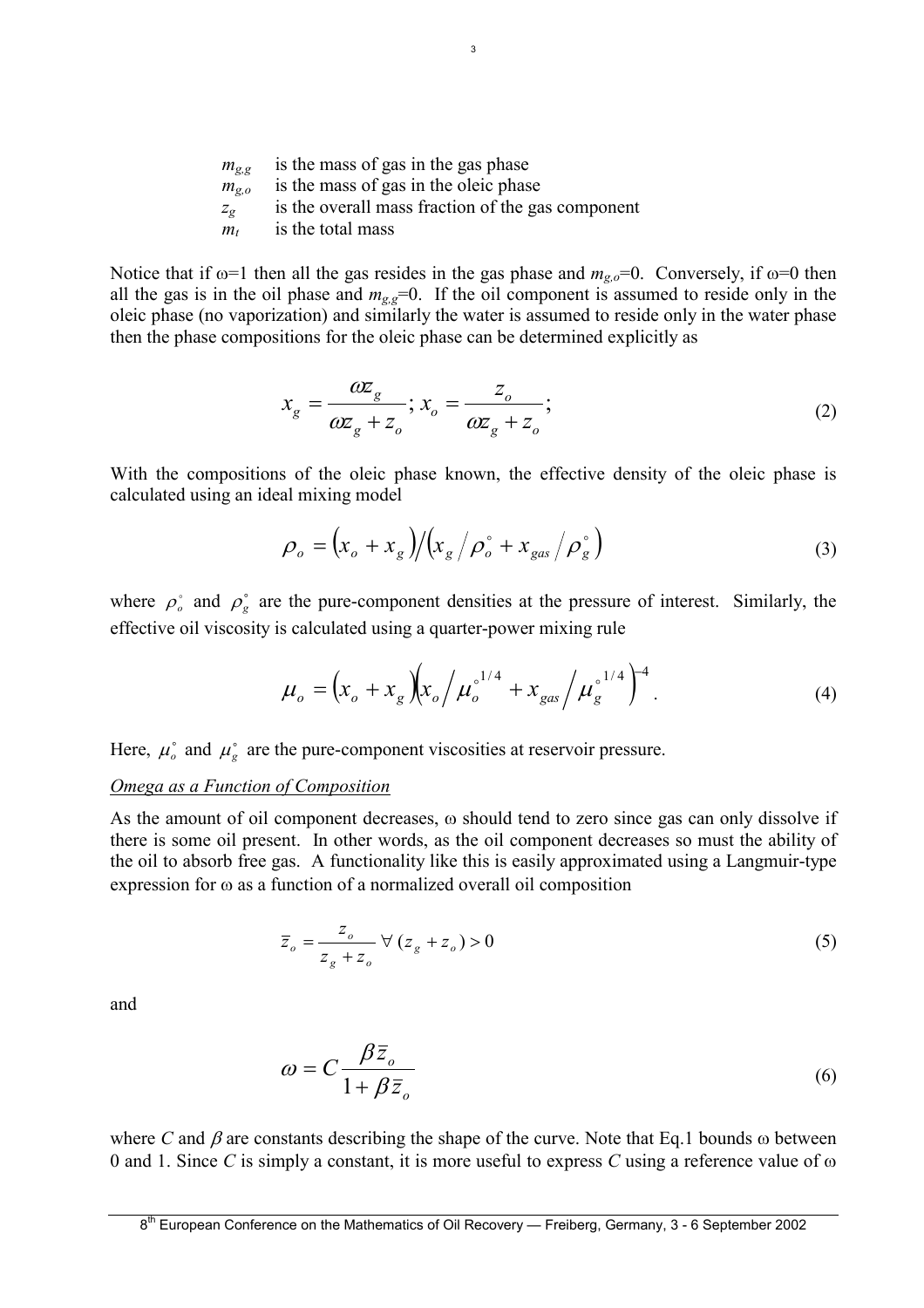$m_{g,g}$ is the mass of gas in the gas phase
$m_{g,o}$ is the mass of gas in the oleic phase
$z_g$ is the overall mass fraction of the gas component
$m_t$ is the total mass

Notice that if $\omega$=1 then all the gas resides in the gas phase and $m_{g,o}$=0. Conversely, if $\omega$=0 then all the gas is in the oil phase and $m_{g,g}$=0. If the oil component is assumed to reside only in the oleic phase (no vaporization) and similarly the water is assumed to reside only in the water phase then the phase compositions for the oleic phase can be determined explicitly as

$$x_g = \frac{\omega z_g}{\omega z_g + z_o};\ x_o = \frac{z_o}{\omega z_g + z_o}; \tag{2}$$

With the compositions of the oleic phase known, the effective density of the oleic phase is calculated using an ideal mixing model

$$\rho_o = \left(x_o + x_g\right) \big/ \left(x_g \big/ \rho_o^\circ + x_{gas} \big/ \rho_g^\circ\right) \tag{3}$$

where $\rho_o^\circ$ and $\rho_g^\circ$ are the pure-component densities at the pressure of interest. Similarly, the effective oil viscosity is calculated using a quarter-power mixing rule

$$\mu_o = \left(x_o + x_g\right)\left(x_o \big/ \mu_o^{\circ\,1/4} + x_{gas} \big/ \mu_g^{\circ\,1/4}\right)^{-4}. \tag{4}$$

Here, $\mu_o^\circ$ and $\mu_g^\circ$ are the pure-component viscosities at reservoir pressure.

*Omega as a Function of Composition*

As the amount of oil component decreases, $\omega$ should tend to zero since gas can only dissolve if there is some oil present. In other words, as the oil component decreases so must the ability of the oil to absorb free gas. A functionality like this is easily approximated using a Langmuir-type expression for $\omega$ as a function of a normalized overall oil composition

$$\bar{z}_o = \frac{z_o}{z_g + z_o} \ \forall \ (z_g + z_o) > 0 \tag{5}$$

and

$$\omega = C \frac{\beta \bar{z}_o}{1 + \beta \bar{z}_o} \tag{6}$$

where $C$ and $\beta$ are constants describing the shape of the curve. Note that Eq.1 bounds $\omega$ between 0 and 1. Since $C$ is simply a constant, it is more useful to express $C$ using a reference value of $\omega$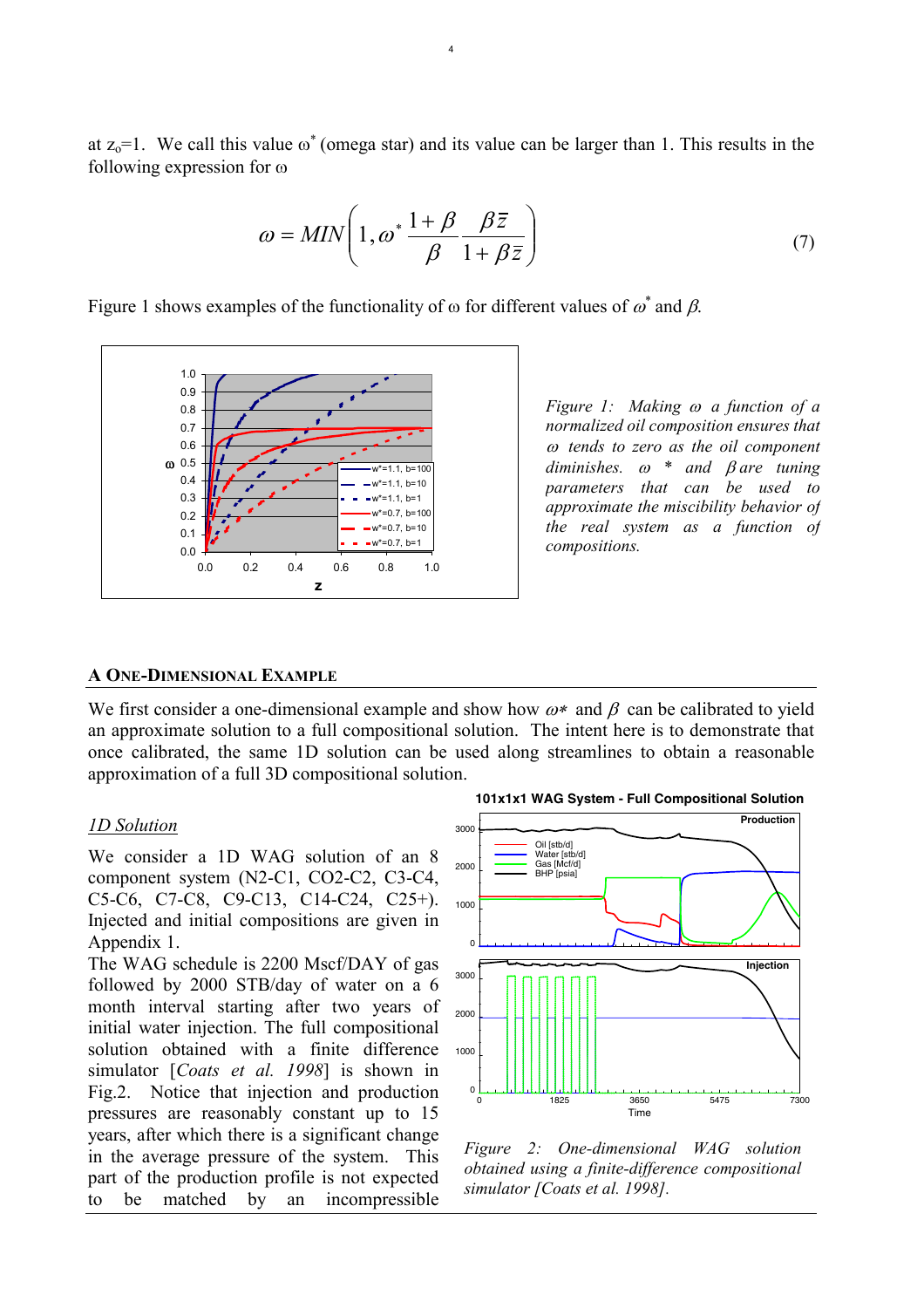at $z_o$=1. We call this value $\omega^*$ (omega star) and its value can be larger than 1. This results in the following expression for $\omega$

$$\omega = MIN\left(1, \omega^* \frac{1+\beta}{\beta}\frac{\beta\bar{z}}{1+\beta\bar{z}}\right) \tag{7}$$

Figure 1 shows examples of the functionality of $\omega$ for different values of $\omega^*$ and $\beta$.

*Figure 1: Making $\omega$ a function of a normalized oil composition ensures that $\omega$ tends to zero as the oil component diminishes. $\omega^*$ and $\beta$ are tuning parameters that can be used to approximate the miscibility behavior of the real system as a function of compositions.*

## A One-Dimensional Example

We first consider a one-dimensional example and show how $\omega^*$ and $\beta$ can be calibrated to yield an approximate solution to a full compositional solution. The intent here is to demonstrate that once calibrated, the same 1D solution can be used along streamlines to obtain a reasonable approximation of a full 3D compositional solution.

### *1D Solution*

We consider a 1D WAG solution of an 8 component system (N2-C1, CO2-C2, C3-C4, C5-C6, C7-C8, C9-C13, C14-C24, C25+). Injected and initial compositions are given in Appendix 1.

The WAG schedule is 2200 Mscf/DAY of gas followed by 2000 STB/day of water on a 6 month interval starting after two years of initial water injection. The full compositional solution obtained with a finite difference simulator [*Coats et al. 1998*] is shown in Fig.2. Notice that injection and production pressures are reasonably constant up to 15 years, after which there is a significant change in the average pressure of the system. This part of the production profile is not expected to be matched by an incompressible

*Figure 2: One-dimensional WAG solution obtained using a finite-difference compositional simulator [Coats et al. 1998].*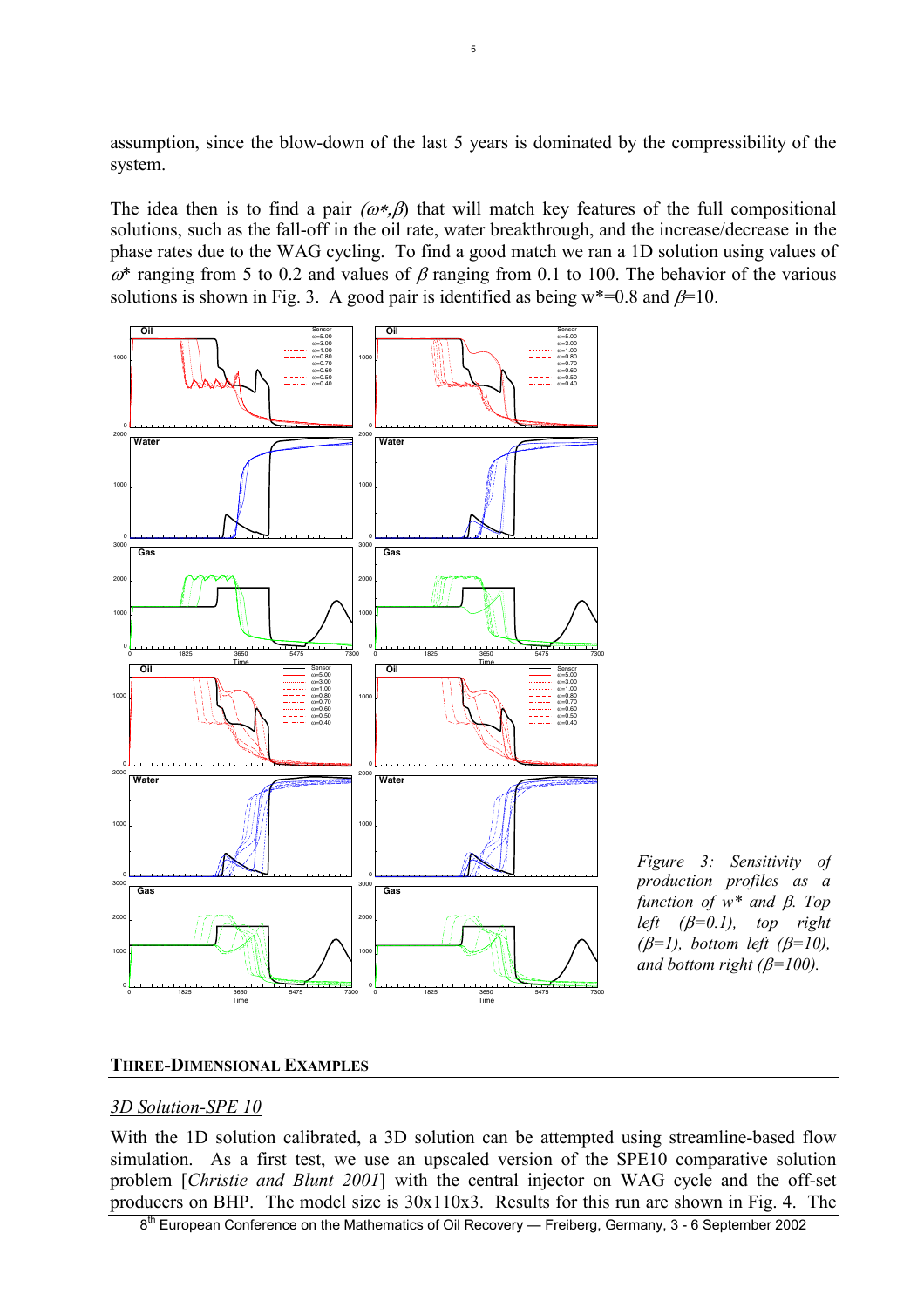assumption, since the blow-down of the last 5 years is dominated by the compressibility of the system.

The idea then is to find a pair $(\omega^*,\beta)$ that will match key features of the full compositional solutions, such as the fall-off in the oil rate, water breakthrough, and the increase/decrease in the phase rates due to the WAG cycling. To find a good match we ran a 1D solution using values of $\omega^*$ ranging from 5 to 0.2 and values of $\beta$ ranging from 0.1 to 100. The behavior of the various solutions is shown in Fig. 3. A good pair is identified as being w*=0.8 and $\beta$=10.

*Figure 3: Sensitivity of production profiles as a function of w\* and β. Top left (β=0.1), top right (β=1), bottom left (β=10), and bottom right (β=100).*

## THREE-DIMENSIONAL EXAMPLES

### *3D Solution-SPE 10*

With the 1D solution calibrated, a 3D solution can be attempted using streamline-based flow simulation. As a first test, we use an upscaled version of the SPE10 comparative solution problem [*Christie and Blunt 2001*] with the central injector on WAG cycle and the off-set producers on BHP. The model size is 30x110x3. Results for this run are shown in Fig. 4. The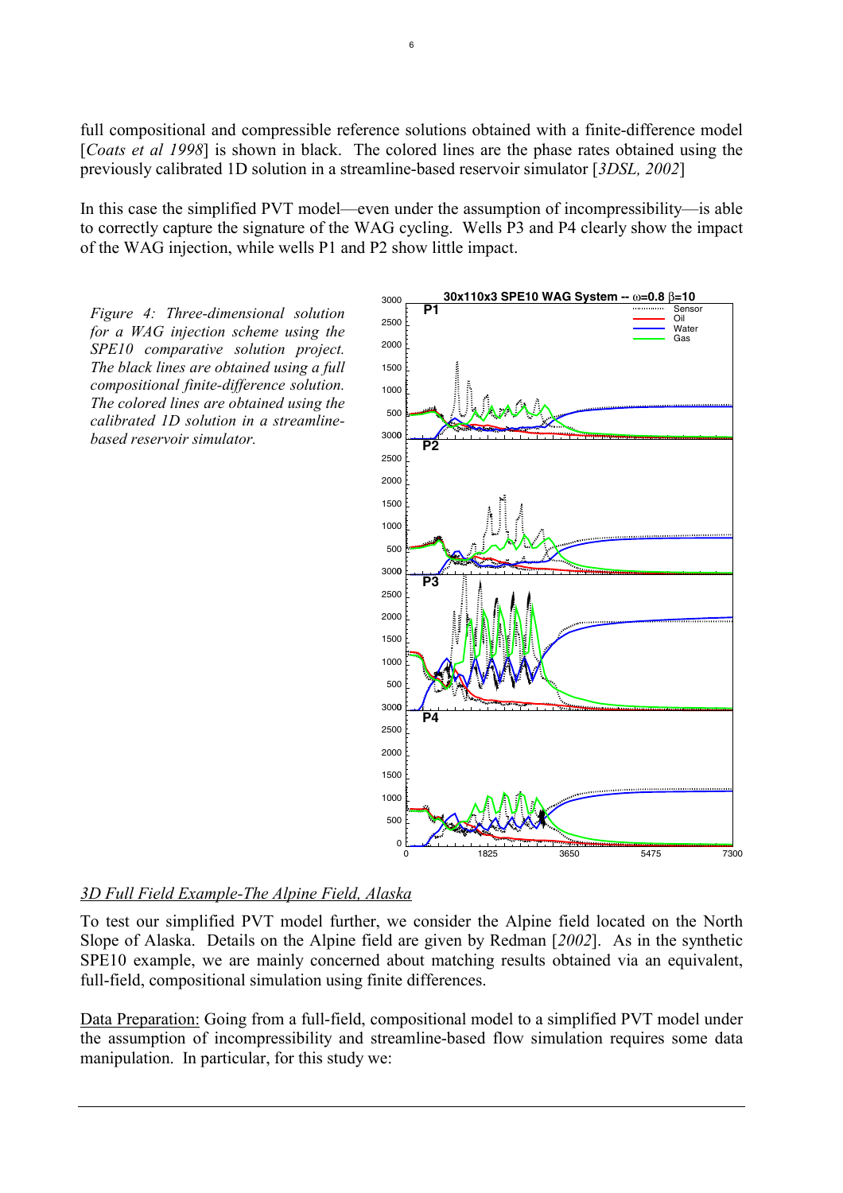full compositional and compressible reference solutions obtained with a finite-difference model [*Coats et al 1998*] is shown in black. The colored lines are the phase rates obtained using the previously calibrated 1D solution in a streamline-based reservoir simulator [*3DSL, 2002*]

In this case the simplified PVT model—even under the assumption of incompressibility—is able to correctly capture the signature of the WAG cycling. Wells P3 and P4 clearly show the impact of the WAG injection, while wells P1 and P2 show little impact.

*Figure 4: Three-dimensional solution for a WAG injection scheme using the SPE10 comparative solution project. The black lines are obtained using a full compositional finite-difference solution. The colored lines are obtained using the calibrated 1D solution in a streamline-based reservoir simulator.*

## 3D Full Field Example-The Alpine Field, Alaska

To test our simplified PVT model further, we consider the Alpine field located on the North Slope of Alaska. Details on the Alpine field are given by Redman [*2002*]. As in the synthetic SPE10 example, we are mainly concerned about matching results obtained via an equivalent, full-field, compositional simulation using finite differences.

<u>Data Preparation:</u> Going from a full-field, compositional model to a simplified PVT model under the assumption of incompressibility and streamline-based flow simulation requires some data manipulation. In particular, for this study we: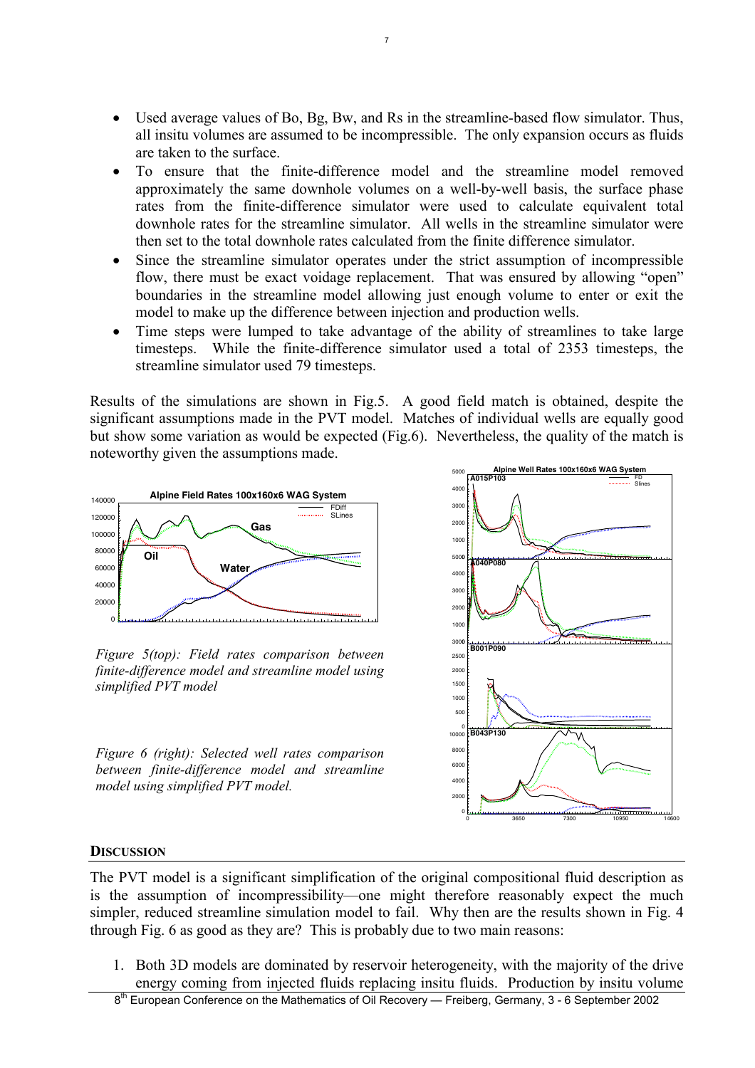- Used average values of Bo, Bg, Bw, and Rs in the streamline-based flow simulator. Thus, all insitu volumes are assumed to be incompressible. The only expansion occurs as fluids are taken to the surface.
- To ensure that the finite-difference model and the streamline model removed approximately the same downhole volumes on a well-by-well basis, the surface phase rates from the finite-difference simulator were used to calculate equivalent total downhole rates for the streamline simulator. All wells in the streamline simulator were then set to the total downhole rates calculated from the finite difference simulator.
- Since the streamline simulator operates under the strict assumption of incompressible flow, there must be exact voidage replacement. That was ensured by allowing "open" boundaries in the streamline model allowing just enough volume to enter or exit the model to make up the difference between injection and production wells.
- Time steps were lumped to take advantage of the ability of streamlines to take large timesteps. While the finite-difference simulator used a total of 2353 timesteps, the streamline simulator used 79 timesteps.

Results of the simulations are shown in Fig.5. A good field match is obtained, despite the significant assumptions made in the PVT model. Matches of individual wells are equally good but show some variation as would be expected (Fig.6). Nevertheless, the quality of the match is noteworthy given the assumptions made.

*Figure 5(top): Field rates comparison between finite-difference model and streamline model using simplified PVT model*

*Figure 6 (right): Selected well rates comparison between finite-difference model and streamline model using simplified PVT model.*

## Discussion

The PVT model is a significant simplification of the original compositional fluid description as is the assumption of incompressibility—one might therefore reasonably expect the much simpler, reduced streamline simulation model to fail. Why then are the results shown in Fig. 4 through Fig. 6 as good as they are? This is probably due to two main reasons:

1. Both 3D models are dominated by reservoir heterogeneity, with the majority of the drive energy coming from injected fluids replacing insitu fluids. Production by insitu volume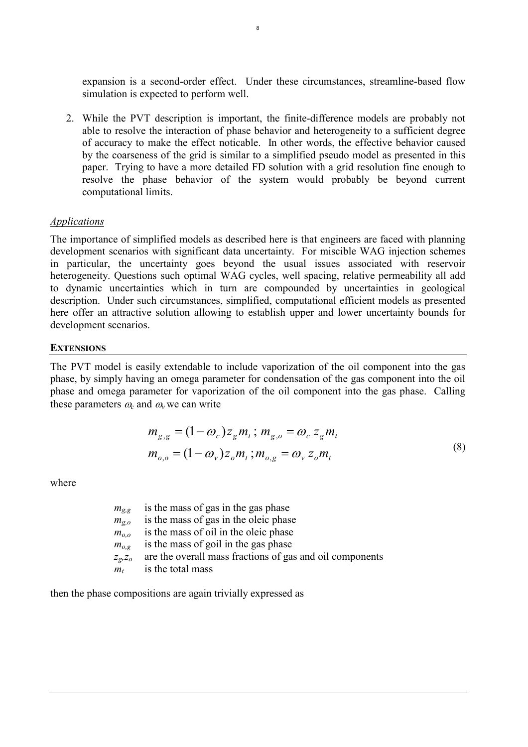expansion is a second-order effect. Under these circumstances, streamline-based flow simulation is expected to perform well.

2. While the PVT description is important, the finite-difference models are probably not able to resolve the interaction of phase behavior and heterogeneity to a sufficient degree of accuracy to make the effect noticable. In other words, the effective behavior caused by the coarseness of the grid is similar to a simplified pseudo model as presented in this paper. Trying to have a more detailed FD solution with a grid resolution fine enough to resolve the phase behavior of the system would probably be beyond current computational limits.

*Applications*

The importance of simplified models as described here is that engineers are faced with planning development scenarios with significant data uncertainty. For miscible WAG injection schemes in particular, the uncertainty goes beyond the usual issues associated with reservoir heterogeneity. Questions such optimal WAG cycles, well spacing, relative permeability all add to dynamic uncertainties which in turn are compounded by uncertainties in geological description. Under such circumstances, simplified, computational efficient models as presented here offer an attractive solution allowing to establish upper and lower uncertainty bounds for development scenarios.

## EXTENSIONS

The PVT model is easily extendable to include vaporization of the oil component into the gas phase, by simply having an omega parameter for condensation of the gas component into the oil phase and omega parameter for vaporization of the oil component into the gas phase. Calling these parameters $\omega_c$ and $\omega_v$ we can write

$$
\begin{aligned}
m_{g,g} &= (1-\omega_c) z_g m_t \, ; \; m_{g,o} = \omega_c \, z_g m_t \\
m_{o,o} &= (1-\omega_v) z_o m_t \, ; m_{o,g} = \omega_v \, z_o m_t
\end{aligned}
\tag{8}
$$

where

$m_{g,g}$ is the mass of gas in the gas phase
$m_{g,o}$ is the mass of gas in the oleic phase
$m_{o,o}$ is the mass of oil in the oleic phase
$m_{o,g}$ is the mass of goil in the gas phase
$z_g, z_o$ are the overall mass fractions of gas and oil components
$m_t$ is the total mass

then the phase compositions are again trivially expressed as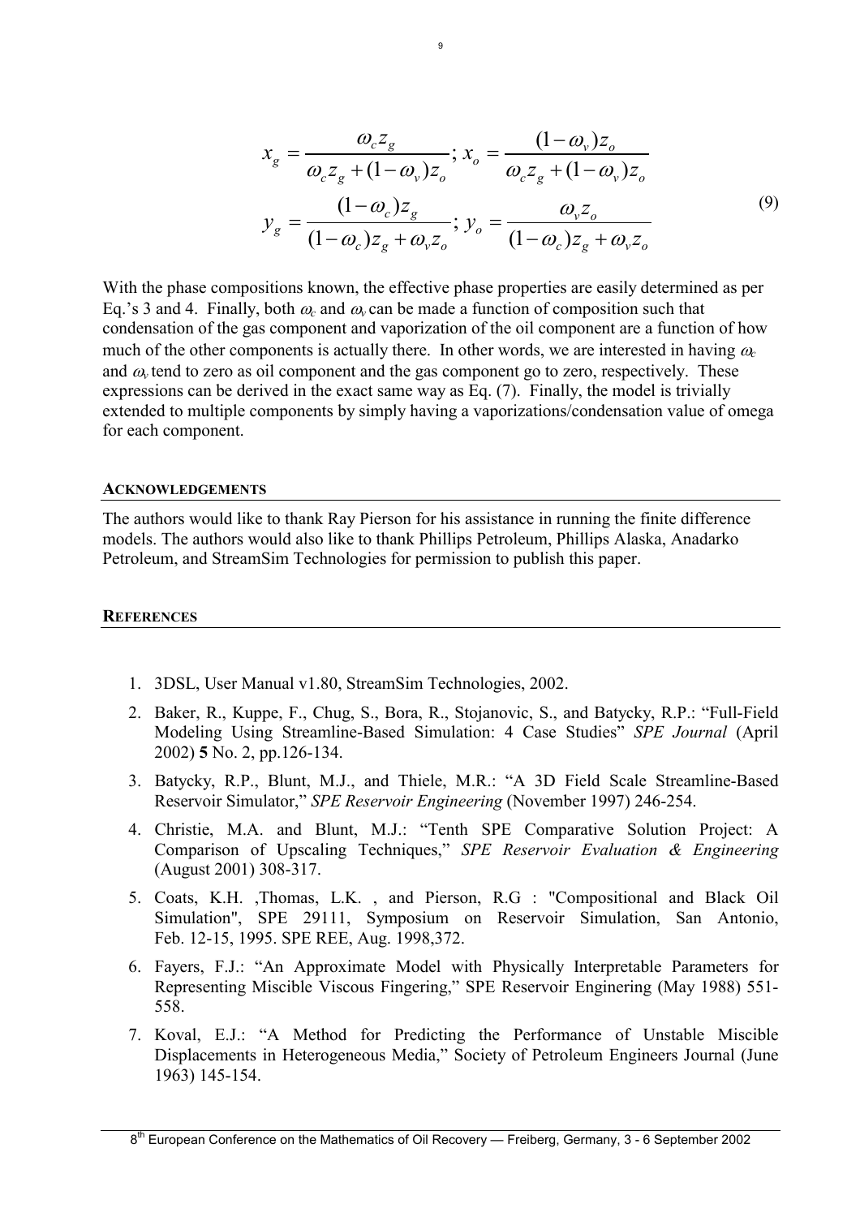$$
x_g = \frac{\omega_c z_g}{\omega_c z_g + (1-\omega_v) z_o}; \; x_o = \frac{(1-\omega_v) z_o}{\omega_c z_g + (1-\omega_v) z_o}
$$

$$
y_g = \frac{(1-\omega_c) z_g}{(1-\omega_c) z_g + \omega_v z_o}; \; y_o = \frac{\omega_v z_o}{(1-\omega_c) z_g + \omega_v z_o} \tag{9}
$$

With the phase compositions known, the effective phase properties are easily determined as per Eq.'s 3 and 4. Finally, both $\omega_c$ and $\omega_v$ can be made a function of composition such that condensation of the gas component and vaporization of the oil component are a function of how much of the other components is actually there. In other words, we are interested in having $\omega_c$ and $\omega_v$ tend to zero as oil component and the gas component go to zero, respectively. These expressions can be derived in the exact same way as Eq. (7). Finally, the model is trivially extended to multiple components by simply having a vaporizations/condensation value of omega for each component.

## ACKNOWLEDGEMENTS

The authors would like to thank Ray Pierson for his assistance in running the finite difference models. The authors would also like to thank Phillips Petroleum, Phillips Alaska, Anadarko Petroleum, and StreamSim Technologies for permission to publish this paper.

## REFERENCES

1. 3DSL, User Manual v1.80, StreamSim Technologies, 2002.
2. Baker, R., Kuppe, F., Chug, S., Bora, R., Stojanovic, S., and Batycky, R.P.: "Full-Field Modeling Using Streamline-Based Simulation: 4 Case Studies" *SPE Journal* (April 2002) **5** No. 2, pp.126-134.
3. Batycky, R.P., Blunt, M.J., and Thiele, M.R.: "A 3D Field Scale Streamline-Based Reservoir Simulator," *SPE Reservoir Engineering* (November 1997) 246-254.
4. Christie, M.A. and Blunt, M.J.: "Tenth SPE Comparative Solution Project: A Comparison of Upscaling Techniques," *SPE Reservoir Evaluation & Engineering* (August 2001) 308-317.
5. Coats, K.H. ,Thomas, L.K. , and Pierson, R.G : "Compositional and Black Oil Simulation", SPE 29111, Symposium on Reservoir Simulation, San Antonio, Feb. 12-15, 1995. SPE REE, Aug. 1998,372.
6. Fayers, F.J.: "An Approximate Model with Physically Interpretable Parameters for Representing Miscible Viscous Fingering," SPE Reservoir Enginering (May 1988) 551-558.
7. Koval, E.J.: "A Method for Predicting the Performance of Unstable Miscible Displacements in Heterogeneous Media," Society of Petroleum Engineers Journal (June 1963) 145-154.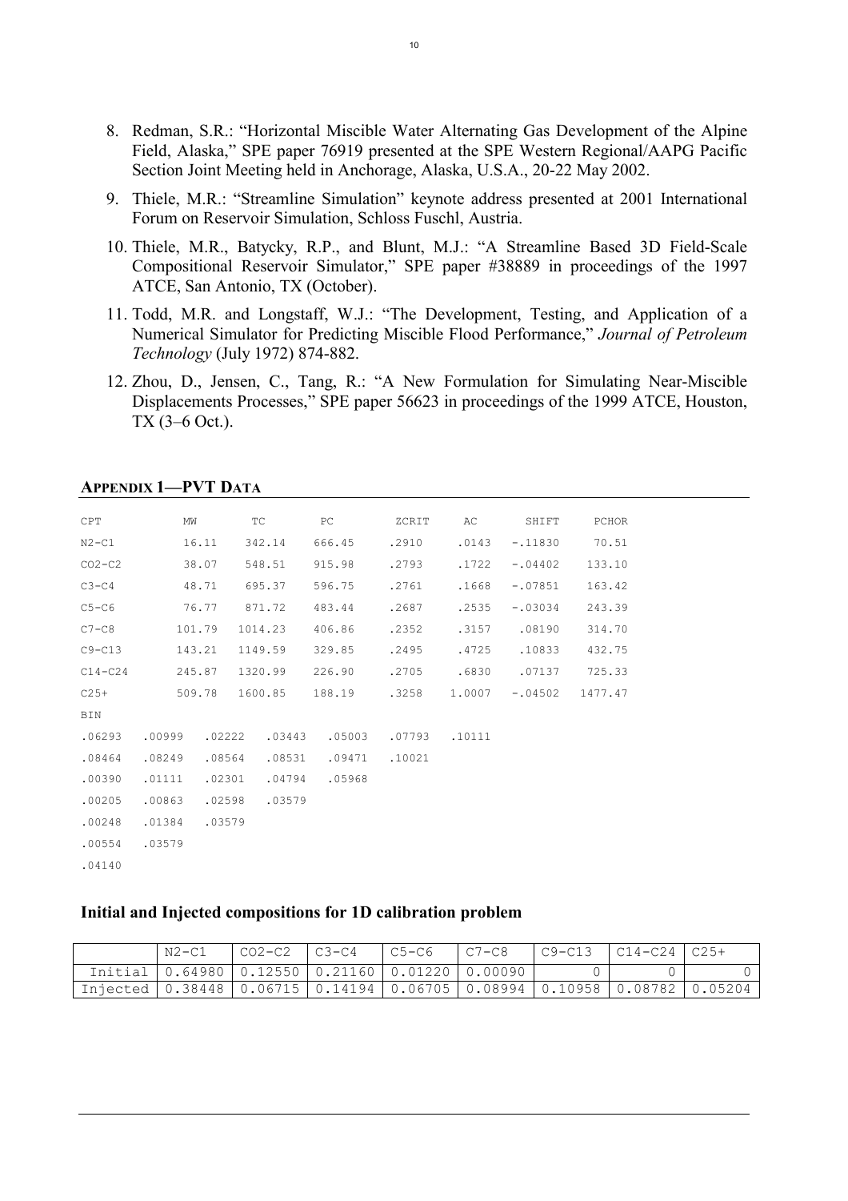8. Redman, S.R.: "Horizontal Miscible Water Alternating Gas Development of the Alpine Field, Alaska," SPE paper 76919 presented at the SPE Western Regional/AAPG Pacific Section Joint Meeting held in Anchorage, Alaska, U.S.A., 20-22 May 2002.

9. Thiele, M.R.: "Streamline Simulation" keynote address presented at 2001 International Forum on Reservoir Simulation, Schloss Fuschl, Austria.

10. Thiele, M.R., Batycky, R.P., and Blunt, M.J.: "A Streamline Based 3D Field-Scale Compositional Reservoir Simulator," SPE paper #38889 in proceedings of the 1997 ATCE, San Antonio, TX (October).

11. Todd, M.R. and Longstaff, W.J.: "The Development, Testing, and Application of a Numerical Simulator for Predicting Miscible Flood Performance," *Journal of Petroleum Technology* (July 1972) 874-882.

12. Zhou, D., Jensen, C., Tang, R.: "A New Formulation for Simulating Near-Miscible Displacements Processes," SPE paper 56623 in proceedings of the 1999 ATCE, Houston, TX (3–6 Oct.).

## APPENDIX 1—PVT DATA

```
CPT          MW       TC       PC       ZCRIT    AC       SHIFT     PCHOR
N2-C1        16.11    342.14   666.45   .2910    .0143    -.11830   70.51
CO2-C2       38.07    548.51   915.98   .2793    .1722    -.04402   133.10
C3-C4        48.71    695.37   596.75   .2761    .1668    -.07851   163.42
C5-C6        76.77    871.72   483.44   .2687    .2535    -.03034   243.39
C7-C8        101.79   1014.23  406.86   .2352    .3157    .08190    314.70
C9-C13       143.21   1149.59  329.85   .2495    .4725    .10833    432.75
C14-C24      245.87   1320.99  226.90   .2705    .6830    .07137    725.33
C25+         509.78   1600.85  188.19   .3258    1.0007   -.04502   1477.47
BIN
.06293  .00999  .02222  .03443  .05003  .07793  .10111
.08464  .08249  .08564  .08531  .09471  .10021
.00390  .01111  .02301  .04794  .05968
.00205  .00863  .02598  .03579
.00248  .01384  .03579
.00554  .03579
.04140
```

### Initial and Injected compositions for 1D calibration problem

| | N2-C1 | CO2-C2 | C3-C4 | C5-C6 | C7-C8 | C9-C13 | C14-C24 | C25+ |
|---|---|---|---|---|---|---|---|---|
| Initial | 0.64980 | 0.12550 | 0.21160 | 0.01220 | 0.00090 | 0 | 0 | 0 |
| Injected | 0.38448 | 0.06715 | 0.14194 | 0.06705 | 0.08994 | 0.10958 | 0.08782 | 0.05204 |